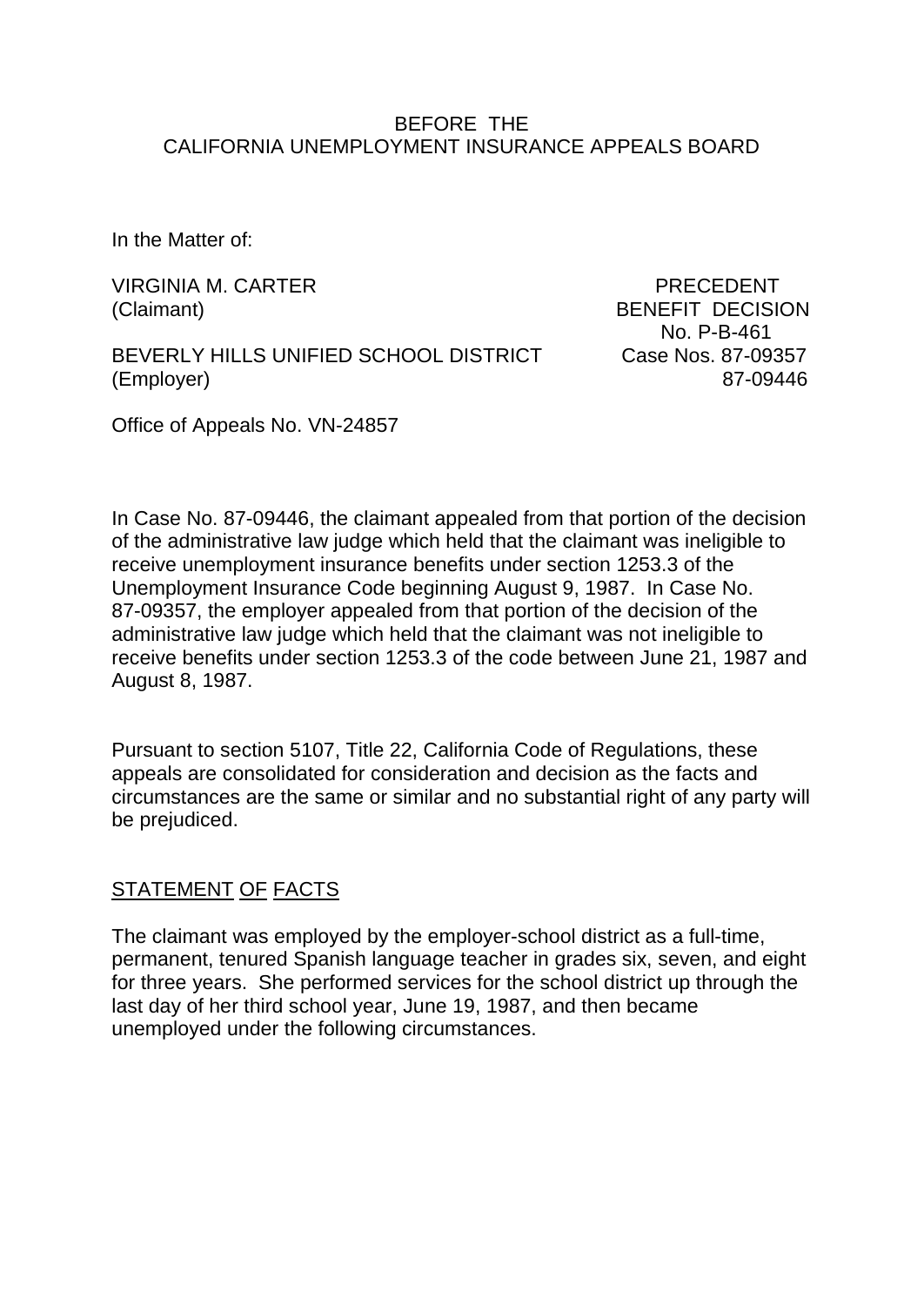BEFORE THE
CALIFORNIA UNEMPLOYMENT INSURANCE APPEALS BOARD

In the Matter of:

VIRGINIA M. CARTER
(Claimant)

BEVERLY HILLS UNIFIED SCHOOL DISTRICT
(Employer)

PRECEDENT
BENEFIT DECISION
No. P-B-461
Case Nos. 87-09357
87-09446

Office of Appeals No. VN-24857

In Case No. 87-09446, the claimant appealed from that portion of the decision of the administrative law judge which held that the claimant was ineligible to receive unemployment insurance benefits under section 1253.3 of the Unemployment Insurance Code beginning August 9, 1987. In Case No. 87-09357, the employer appealed from that portion of the decision of the administrative law judge which held that the claimant was not ineligible to receive benefits under section 1253.3 of the code between June 21, 1987 and August 8, 1987.

Pursuant to section 5107, Title 22, California Code of Regulations, these appeals are consolidated for consideration and decision as the facts and circumstances are the same or similar and no substantial right of any party will be prejudiced.

## STATEMENT OF FACTS

The claimant was employed by the employer-school district as a full-time, permanent, tenured Spanish language teacher in grades six, seven, and eight for three years. She performed services for the school district up through the last day of her third school year, June 19, 1987, and then became unemployed under the following circumstances.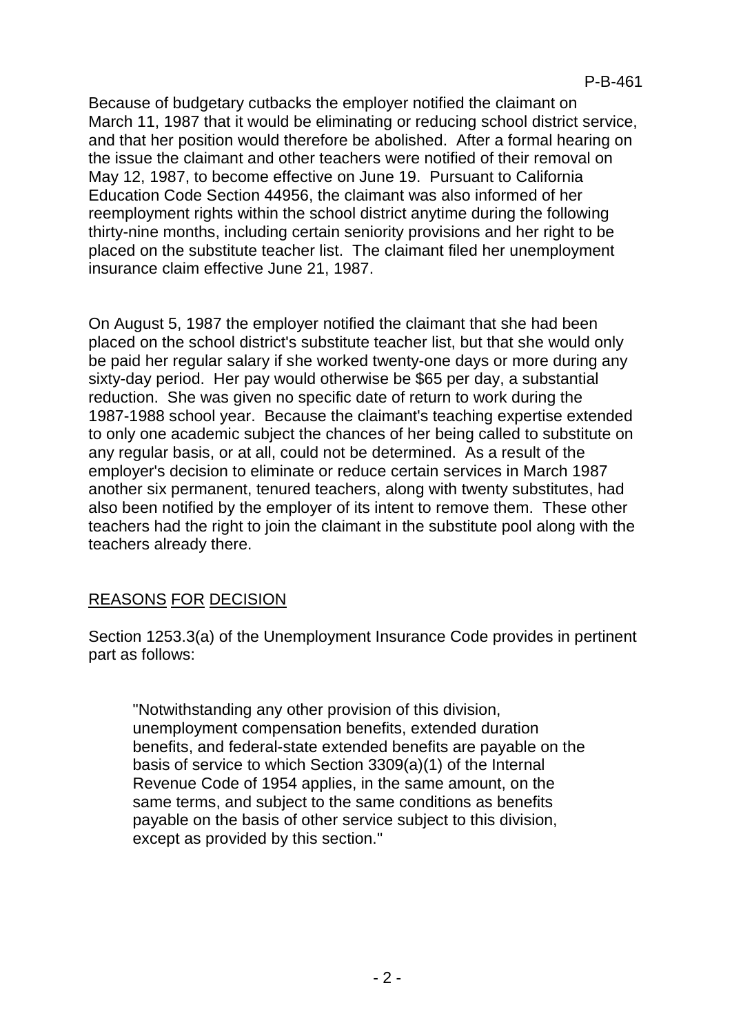Because of budgetary cutbacks the employer notified the claimant on March 11, 1987 that it would be eliminating or reducing school district service, and that her position would therefore be abolished. After a formal hearing on the issue the claimant and other teachers were notified of their removal on May 12, 1987, to become effective on June 19. Pursuant to California Education Code Section 44956, the claimant was also informed of her reemployment rights within the school district anytime during the following thirty-nine months, including certain seniority provisions and her right to be placed on the substitute teacher list. The claimant filed her unemployment insurance claim effective June 21, 1987.

On August 5, 1987 the employer notified the claimant that she had been placed on the school district's substitute teacher list, but that she would only be paid her regular salary if she worked twenty-one days or more during any sixty-day period. Her pay would otherwise be $65 per day, a substantial reduction. She was given no specific date of return to work during the 1987-1988 school year. Because the claimant's teaching expertise extended to only one academic subject the chances of her being called to substitute on any regular basis, or at all, could not be determined. As a result of the employer's decision to eliminate or reduce certain services in March 1987 another six permanent, tenured teachers, along with twenty substitutes, had also been notified by the employer of its intent to remove them. These other teachers had the right to join the claimant in the substitute pool along with the teachers already there.

## REASONS FOR DECISION

Section 1253.3(a) of the Unemployment Insurance Code provides in pertinent part as follows:

> "Notwithstanding any other provision of this division, unemployment compensation benefits, extended duration benefits, and federal-state extended benefits are payable on the basis of service to which Section 3309(a)(1) of the Internal Revenue Code of 1954 applies, in the same amount, on the same terms, and subject to the same conditions as benefits payable on the basis of other service subject to this division, except as provided by this section."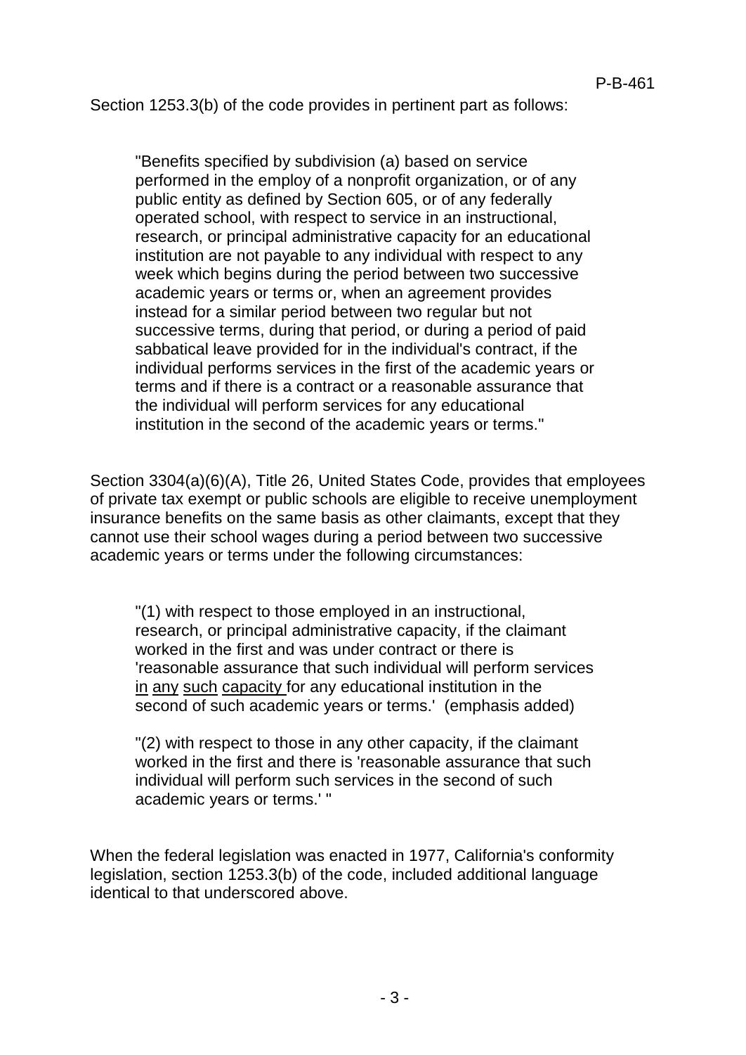Section 1253.3(b) of the code provides in pertinent part as follows:

> "Benefits specified by subdivision (a) based on service performed in the employ of a nonprofit organization, or of any public entity as defined by Section 605, or of any federally operated school, with respect to service in an instructional, research, or principal administrative capacity for an educational institution are not payable to any individual with respect to any week which begins during the period between two successive academic years or terms or, when an agreement provides instead for a similar period between two regular but not successive terms, during that period, or during a period of paid sabbatical leave provided for in the individual's contract, if the individual performs services in the first of the academic years or terms and if there is a contract or a reasonable assurance that the individual will perform services for any educational institution in the second of the academic years or terms."

Section 3304(a)(6)(A), Title 26, United States Code, provides that employees of private tax exempt or public schools are eligible to receive unemployment insurance benefits on the same basis as other claimants, except that they cannot use their school wages during a period between two successive academic years or terms under the following circumstances:

> "(1) with respect to those employed in an instructional, research, or principal administrative capacity, if the claimant worked in the first and was under contract or there is 'reasonable assurance that such individual will perform services <u>in any such capacity</u> for any educational institution in the second of such academic years or terms.' (emphasis added)
>
> "(2) with respect to those in any other capacity, if the claimant worked in the first and there is 'reasonable assurance that such individual will perform such services in the second of such academic years or terms.' "

When the federal legislation was enacted in 1977, California's conformity legislation, section 1253.3(b) of the code, included additional language identical to that underscored above.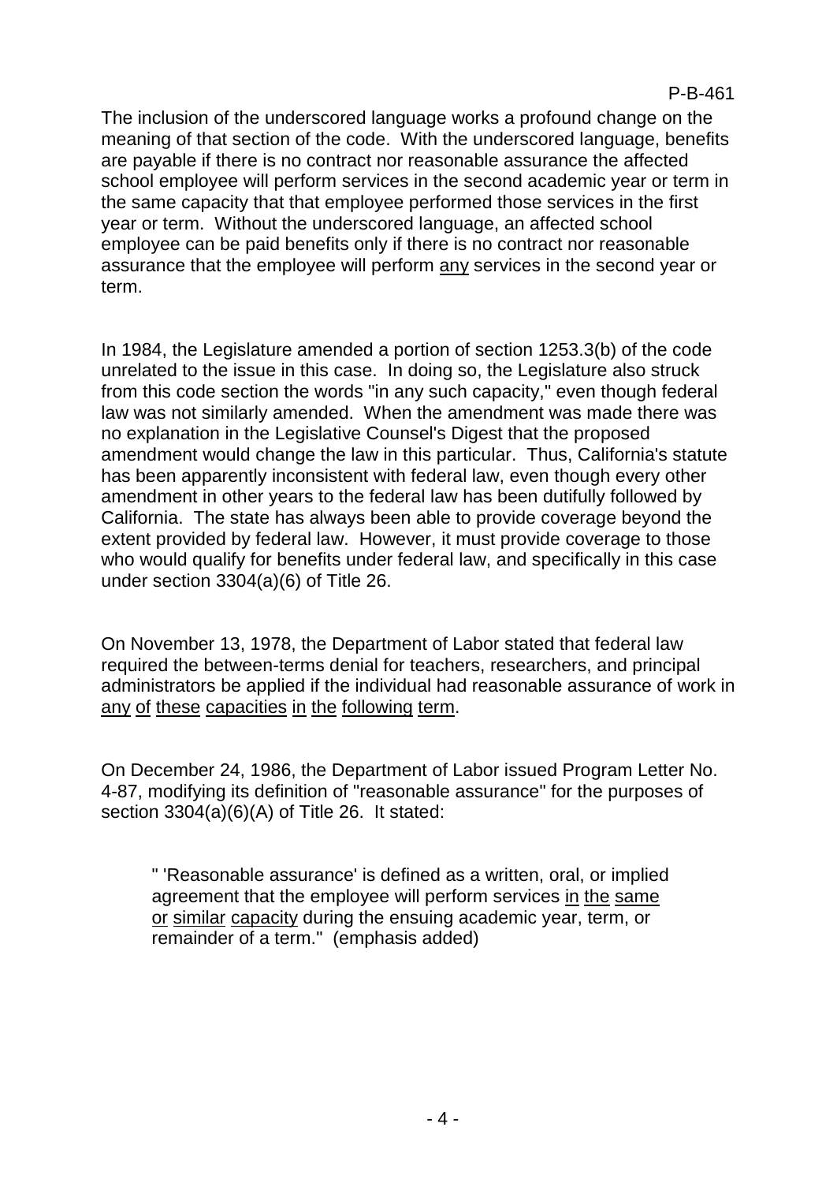The inclusion of the underscored language works a profound change on the meaning of that section of the code. With the underscored language, benefits are payable if there is no contract nor reasonable assurance the affected school employee will perform services in the second academic year or term in the same capacity that that employee performed those services in the first year or term. Without the underscored language, an affected school employee can be paid benefits only if there is no contract nor reasonable assurance that the employee will perform <u>any</u> services in the second year or term.

In 1984, the Legislature amended a portion of section 1253.3(b) of the code unrelated to the issue in this case. In doing so, the Legislature also struck from this code section the words "in any such capacity," even though federal law was not similarly amended. When the amendment was made there was no explanation in the Legislative Counsel's Digest that the proposed amendment would change the law in this particular. Thus, California's statute has been apparently inconsistent with federal law, even though every other amendment in other years to the federal law has been dutifully followed by California. The state has always been able to provide coverage beyond the extent provided by federal law. However, it must provide coverage to those who would qualify for benefits under federal law, and specifically in this case under section 3304(a)(6) of Title 26.

On November 13, 1978, the Department of Labor stated that federal law required the between-terms denial for teachers, researchers, and principal administrators be applied if the individual had reasonable assurance of work in <u>any of these capacities in the following term</u>.

On December 24, 1986, the Department of Labor issued Program Letter No. 4-87, modifying its definition of "reasonable assurance" for the purposes of section 3304(a)(6)(A) of Title 26. It stated:

> " 'Reasonable assurance' is defined as a written, oral, or implied agreement that the employee will perform services <u>in the same or similar capacity</u> during the ensuing academic year, term, or remainder of a term." (emphasis added)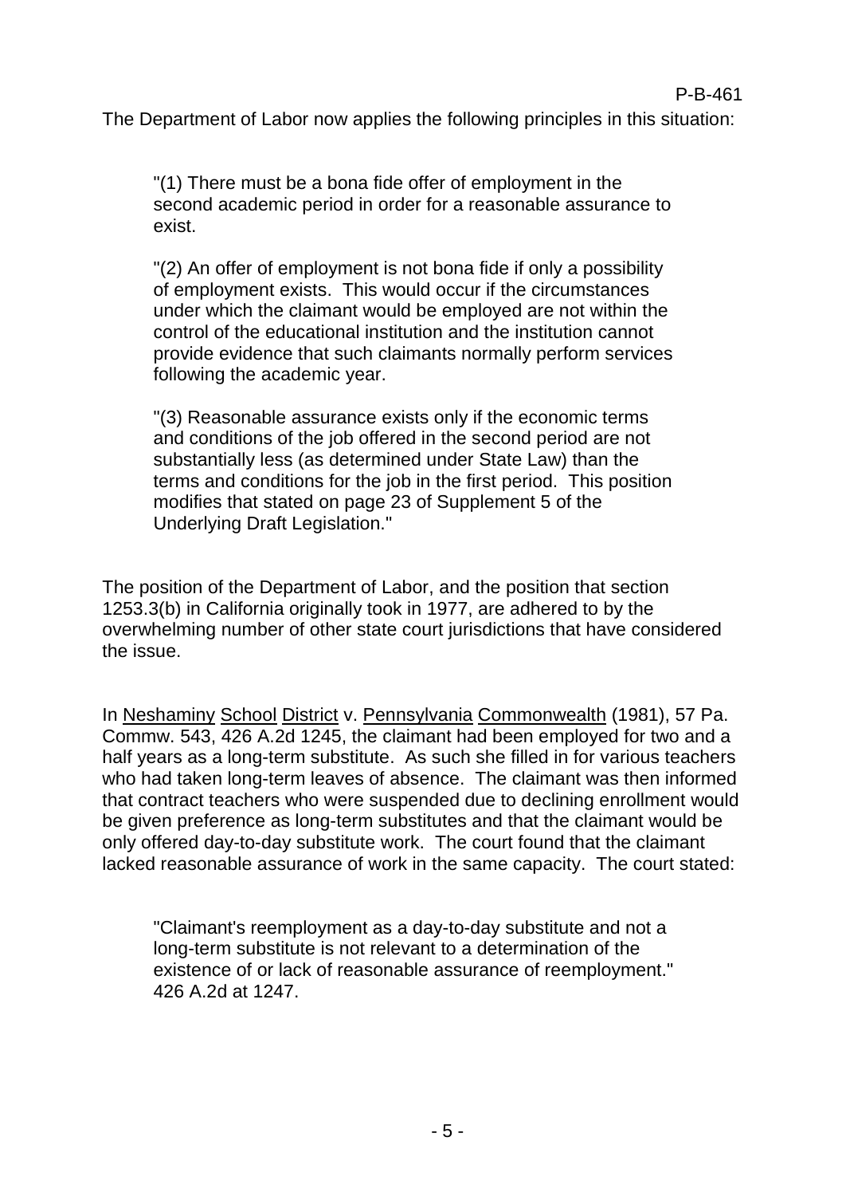The Department of Labor now applies the following principles in this situation:

> "(1) There must be a bona fide offer of employment in the second academic period in order for a reasonable assurance to exist.
>
> "(2) An offer of employment is not bona fide if only a possibility of employment exists. This would occur if the circumstances under which the claimant would be employed are not within the control of the educational institution and the institution cannot provide evidence that such claimants normally perform services following the academic year.
>
> "(3) Reasonable assurance exists only if the economic terms and conditions of the job offered in the second period are not substantially less (as determined under State Law) than the terms and conditions for the job in the first period. This position modifies that stated on page 23 of Supplement 5 of the Underlying Draft Legislation."

The position of the Department of Labor, and the position that section 1253.3(b) in California originally took in 1977, are adhered to by the overwhelming number of other state court jurisdictions that have considered the issue.

In Neshaminy School District v. Pennsylvania Commonwealth (1981), 57 Pa. Commw. 543, 426 A.2d 1245, the claimant had been employed for two and a half years as a long-term substitute. As such she filled in for various teachers who had taken long-term leaves of absence. The claimant was then informed that contract teachers who were suspended due to declining enrollment would be given preference as long-term substitutes and that the claimant would be only offered day-to-day substitute work. The court found that the claimant lacked reasonable assurance of work in the same capacity. The court stated:

> "Claimant's reemployment as a day-to-day substitute and not a long-term substitute is not relevant to a determination of the existence of or lack of reasonable assurance of reemployment." 426 A.2d at 1247.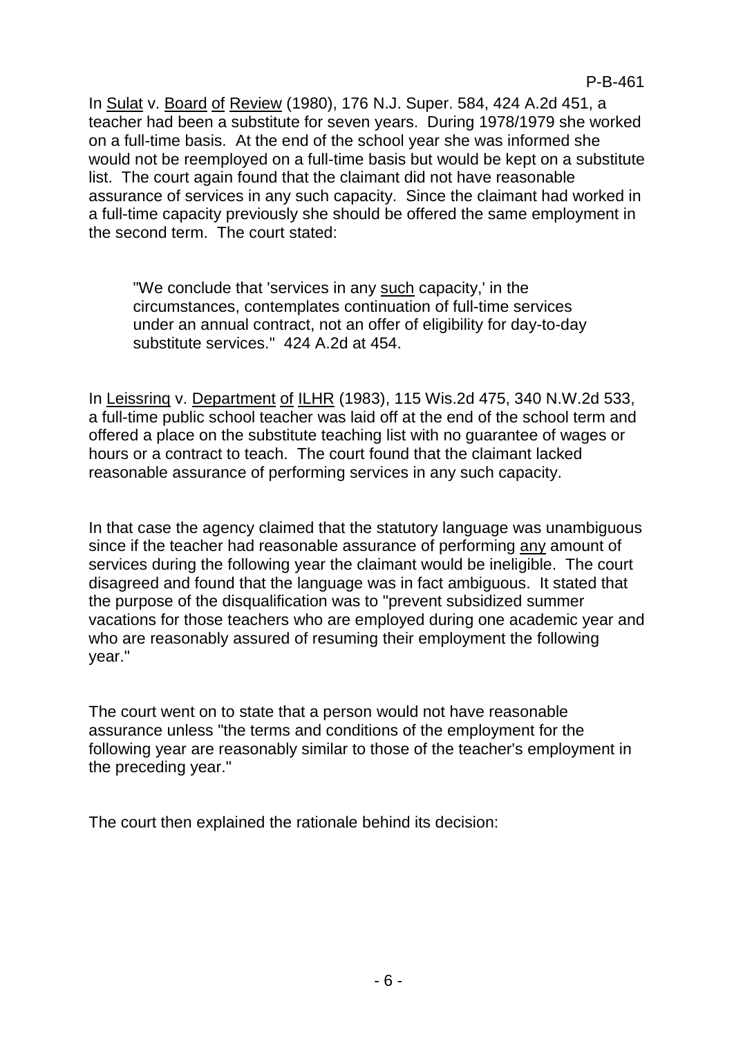In Sulat v. Board of Review (1980), 176 N.J. Super. 584, 424 A.2d 451, a teacher had been a substitute for seven years. During 1978/1979 she worked on a full-time basis. At the end of the school year she was informed she would not be reemployed on a full-time basis but would be kept on a substitute list. The court again found that the claimant did not have reasonable assurance of services in any such capacity. Since the claimant had worked in a full-time capacity previously she should be offered the same employment in the second term. The court stated:

> "We conclude that 'services in any such capacity,' in the circumstances, contemplates continuation of full-time services under an annual contract, not an offer of eligibility for day-to-day substitute services." 424 A.2d at 454.

In Leissring v. Department of ILHR (1983), 115 Wis.2d 475, 340 N.W.2d 533, a full-time public school teacher was laid off at the end of the school term and offered a place on the substitute teaching list with no guarantee of wages or hours or a contract to teach. The court found that the claimant lacked reasonable assurance of performing services in any such capacity.

In that case the agency claimed that the statutory language was unambiguous since if the teacher had reasonable assurance of performing any amount of services during the following year the claimant would be ineligible. The court disagreed and found that the language was in fact ambiguous. It stated that the purpose of the disqualification was to "prevent subsidized summer vacations for those teachers who are employed during one academic year and who are reasonably assured of resuming their employment the following year."

The court went on to state that a person would not have reasonable assurance unless "the terms and conditions of the employment for the following year are reasonably similar to those of the teacher's employment in the preceding year."

The court then explained the rationale behind its decision: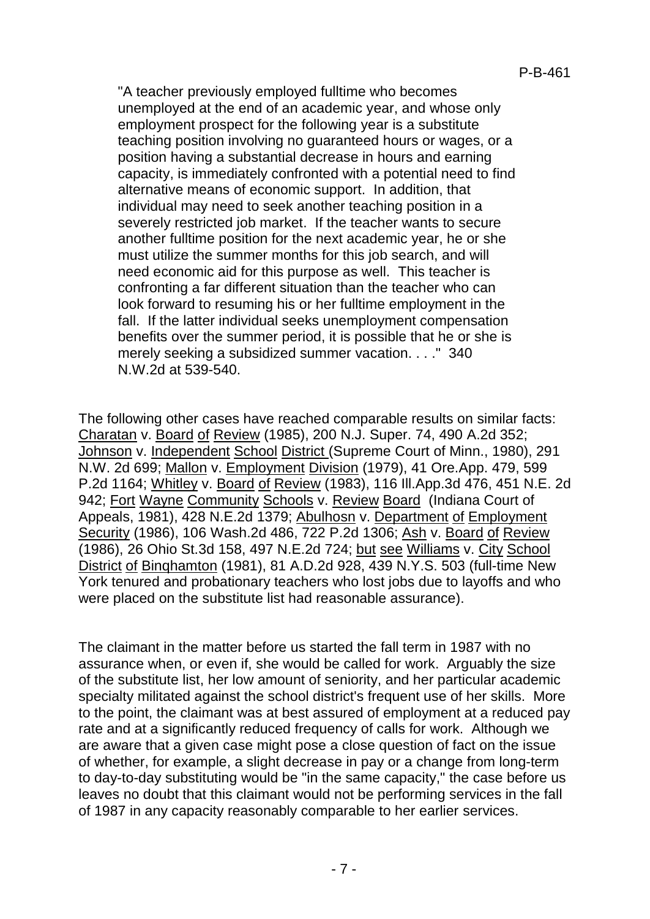> "A teacher previously employed fulltime who becomes unemployed at the end of an academic year, and whose only employment prospect for the following year is a substitute teaching position involving no guaranteed hours or wages, or a position having a substantial decrease in hours and earning capacity, is immediately confronted with a potential need to find alternative means of economic support. In addition, that individual may need to seek another teaching position in a severely restricted job market. If the teacher wants to secure another fulltime position for the next academic year, he or she must utilize the summer months for this job search, and will need economic aid for this purpose as well. This teacher is confronting a far different situation than the teacher who can look forward to resuming his or her fulltime employment in the fall. If the latter individual seeks unemployment compensation benefits over the summer period, it is possible that he or she is merely seeking a subsidized summer vacation. . . ." 340 N.W.2d at 539-540.

The following other cases have reached comparable results on similar facts: Charatan v. Board of Review (1985), 200 N.J. Super. 74, 490 A.2d 352; Johnson v. Independent School District (Supreme Court of Minn., 1980), 291 N.W. 2d 699; Mallon v. Employment Division (1979), 41 Ore.App. 479, 599 P.2d 1164; Whitley v. Board of Review (1983), 116 Ill.App.3d 476, 451 N.E. 2d 942; Fort Wayne Community Schools v. Review Board (Indiana Court of Appeals, 1981), 428 N.E.2d 1379; Abulhosn v. Department of Employment Security (1986), 106 Wash.2d 486, 722 P.2d 1306; Ash v. Board of Review (1986), 26 Ohio St.3d 158, 497 N.E.2d 724; but see Williams v. City School District of Binghamton (1981), 81 A.D.2d 928, 439 N.Y.S. 503 (full-time New York tenured and probationary teachers who lost jobs due to layoffs and who were placed on the substitute list had reasonable assurance).

The claimant in the matter before us started the fall term in 1987 with no assurance when, or even if, she would be called for work. Arguably the size of the substitute list, her low amount of seniority, and her particular academic specialty militated against the school district's frequent use of her skills. More to the point, the claimant was at best assured of employment at a reduced pay rate and at a significantly reduced frequency of calls for work. Although we are aware that a given case might pose a close question of fact on the issue of whether, for example, a slight decrease in pay or a change from long-term to day-to-day substituting would be "in the same capacity," the case before us leaves no doubt that this claimant would not be performing services in the fall of 1987 in any capacity reasonably comparable to her earlier services.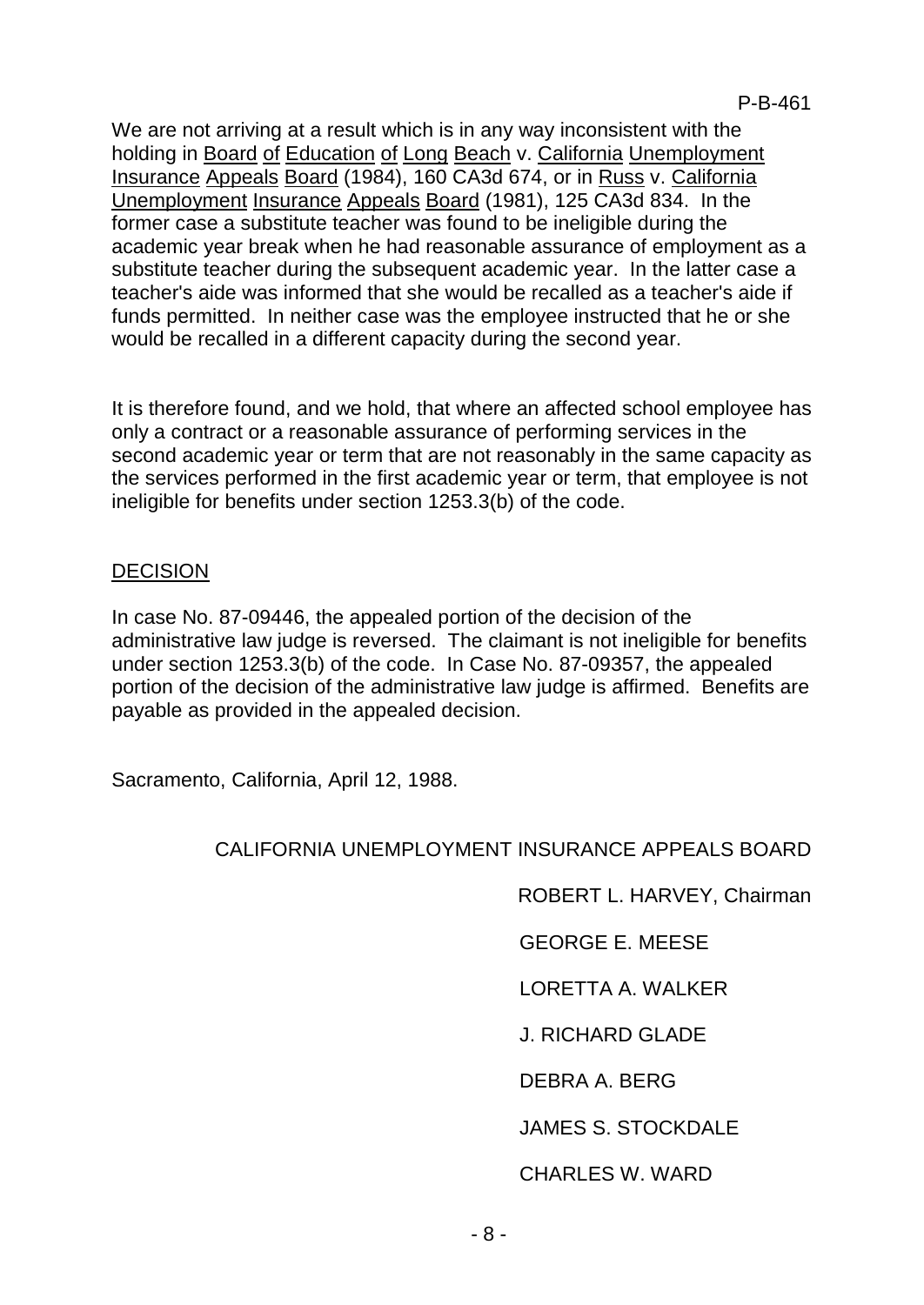We are not arriving at a result which is in any way inconsistent with the holding in Board of Education of Long Beach v. California Unemployment Insurance Appeals Board (1984), 160 CA3d 674, or in Russ v. California Unemployment Insurance Appeals Board (1981), 125 CA3d 834. In the former case a substitute teacher was found to be ineligible during the academic year break when he had reasonable assurance of employment as a substitute teacher during the subsequent academic year. In the latter case a teacher's aide was informed that she would be recalled as a teacher's aide if funds permitted. In neither case was the employee instructed that he or she would be recalled in a different capacity during the second year.

It is therefore found, and we hold, that where an affected school employee has only a contract or a reasonable assurance of performing services in the second academic year or term that are not reasonably in the same capacity as the services performed in the first academic year or term, that employee is not ineligible for benefits under section 1253.3(b) of the code.

## DECISION

In case No. 87-09446, the appealed portion of the decision of the administrative law judge is reversed. The claimant is not ineligible for benefits under section 1253.3(b) of the code. In Case No. 87-09357, the appealed portion of the decision of the administrative law judge is affirmed. Benefits are payable as provided in the appealed decision.

Sacramento, California, April 12, 1988.

CALIFORNIA UNEMPLOYMENT INSURANCE APPEALS BOARD

ROBERT L. HARVEY, Chairman

GEORGE E. MEESE

LORETTA A. WALKER

J. RICHARD GLADE

DEBRA A. BERG

JAMES S. STOCKDALE

CHARLES W. WARD